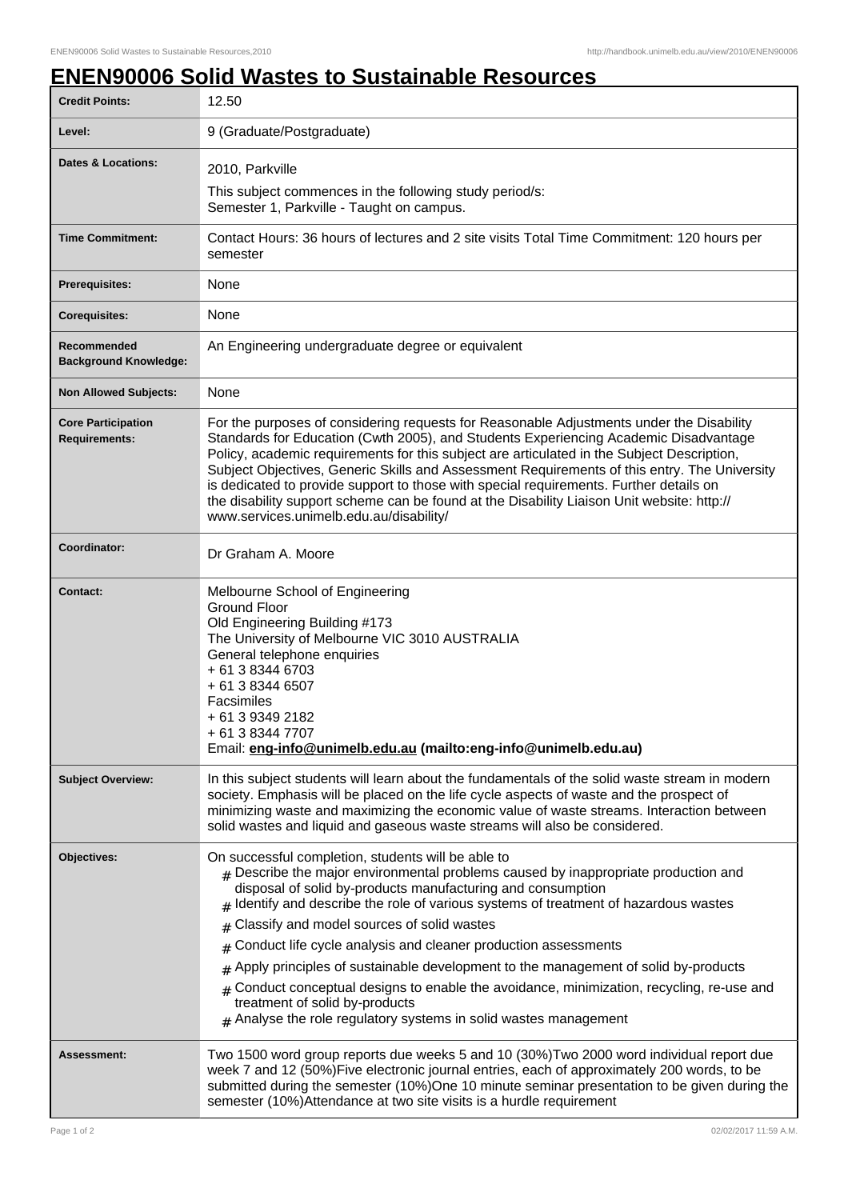# ENEN90006 Solid Wastes to Sustainable Resources

| | |
|---|---|
| **Credit Points:** | 12.50 |
| **Level:** | 9 (Graduate/Postgraduate) |
| **Dates & Locations:** | 2010, Parkville<br>This subject commences in the following study period/s:<br>Semester 1, Parkville - Taught on campus. |
| **Time Commitment:** | Contact Hours: 36 hours of lectures and 2 site visits Total Time Commitment: 120 hours per semester |
| **Prerequisites:** | None |
| **Corequisites:** | None |
| **Recommended Background Knowledge:** | An Engineering undergraduate degree or equivalent |
| **Non Allowed Subjects:** | None |
| **Core Participation Requirements:** | For the purposes of considering requests for Reasonable Adjustments under the Disability Standards for Education (Cwth 2005), and Students Experiencing Academic Disadvantage Policy, academic requirements for this subject are articulated in the Subject Description, Subject Objectives, Generic Skills and Assessment Requirements of this entry. The University is dedicated to provide support to those with special requirements. Further details on the disability support scheme can be found at the Disability Liaison Unit website: http://www.services.unimelb.edu.au/disability/ |
| **Coordinator:** | Dr Graham A. Moore |
| **Contact:** | Melbourne School of Engineering<br>Ground Floor<br>Old Engineering Building #173<br>The University of Melbourne VIC 3010 AUSTRALIA<br>General telephone enquiries<br>+ 61 3 8344 6703<br>+ 61 3 8344 6507<br>Facsimiles<br>+ 61 3 9349 2182<br>+ 61 3 8344 7707<br>Email: **eng-info@unimelb.edu.au (mailto:eng-info@unimelb.edu.au)** |
| **Subject Overview:** | In this subject students will learn about the fundamentals of the solid waste stream in modern society. Emphasis will be placed on the life cycle aspects of waste and the prospect of minimizing waste and maximizing the economic value of waste streams. Interaction between solid wastes and liquid and gaseous waste streams will also be considered. |
| **Objectives:** | On successful completion, students will be able to<br># Describe the major environmental problems caused by inappropriate production and disposal of solid by-products manufacturing and consumption<br># Identify and describe the role of various systems of treatment of hazardous wastes<br># Classify and model sources of solid wastes<br># Conduct life cycle analysis and cleaner production assessments<br># Apply principles of sustainable development to the management of solid by-products<br># Conduct conceptual designs to enable the avoidance, minimization, recycling, re-use and treatment of solid by-products<br># Analyse the role regulatory systems in solid wastes management |
| **Assessment:** | Two 1500 word group reports due weeks 5 and 10 (30%)Two 2000 word individual report due week 7 and 12 (50%)Five electronic journal entries, each of approximately 200 words, to be submitted during the semester (10%)One 10 minute seminar presentation to be given during the semester (10%)Attendance at two site visits is a hurdle requirement |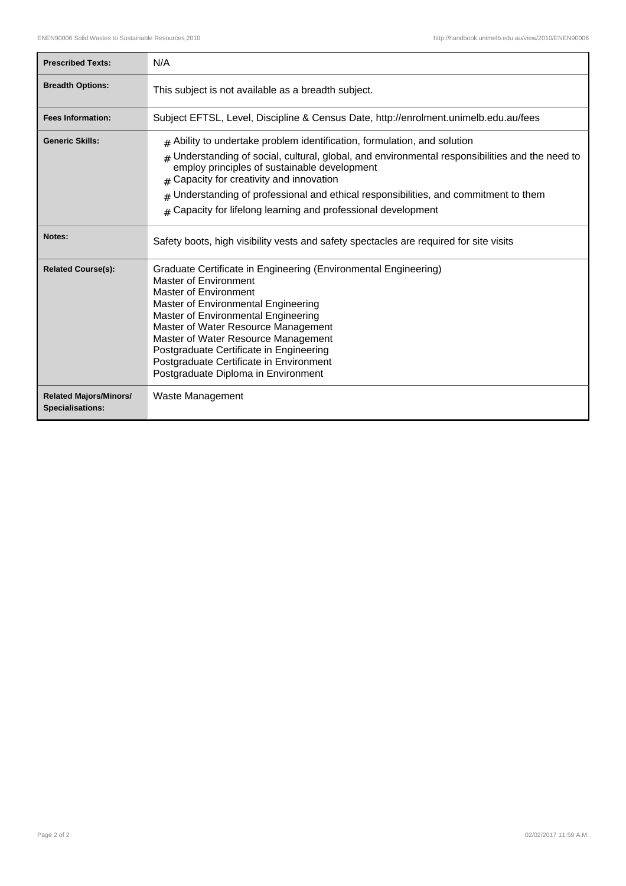| | |
|---|---|
| **Prescribed Texts:** | N/A |
| **Breadth Options:** | This subject is not available as a breadth subject. |
| **Fees Information:** | Subject EFTSL, Level, Discipline & Census Date, http://enrolment.unimelb.edu.au/fees |
| **Generic Skills:** | # Ability to undertake problem identification, formulation, and solution<br># Understanding of social, cultural, global, and environmental responsibilities and the need to employ principles of sustainable development<br># Capacity for creativity and innovation<br># Understanding of professional and ethical responsibilities, and commitment to them<br># Capacity for lifelong learning and professional development |
| **Notes:** | Safety boots, high visibility vests and safety spectacles are required for site visits |
| **Related Course(s):** | Graduate Certificate in Engineering (Environmental Engineering)<br>Master of Environment<br>Master of Environment<br>Master of Environmental Engineering<br>Master of Environmental Engineering<br>Master of Water Resource Management<br>Master of Water Resource Management<br>Postgraduate Certificate in Engineering<br>Postgraduate Certificate in Environment<br>Postgraduate Diploma in Environment |
| **Related Majors/Minors/ Specialisations:** | Waste Management |